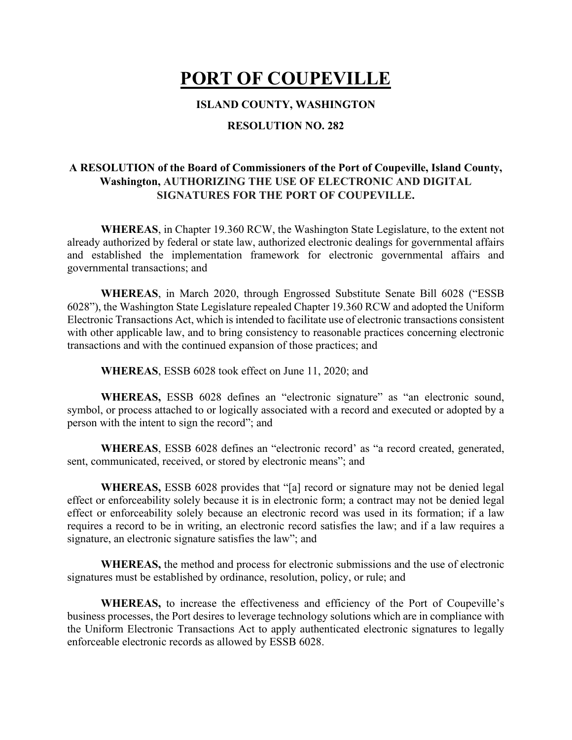# PORT OF COUPEVILLE

### ISLAND COUNTY, WASHINGTON

### RESOLUTION NO. 282

**A RESOLUTION of the Board of Commissioners of the Port of Coupeville, Island County, Washington, AUTHORIZING THE USE OF ELECTRONIC AND DIGITAL SIGNATURES FOR THE PORT OF COUPEVILLE.**

**WHEREAS**, in Chapter 19.360 RCW, the Washington State Legislature, to the extent not already authorized by federal or state law, authorized electronic dealings for governmental affairs and established the implementation framework for electronic governmental affairs and governmental transactions; and

**WHEREAS**, in March 2020, through Engrossed Substitute Senate Bill 6028 ("ESSB 6028"), the Washington State Legislature repealed Chapter 19.360 RCW and adopted the Uniform Electronic Transactions Act, which is intended to facilitate use of electronic transactions consistent with other applicable law, and to bring consistency to reasonable practices concerning electronic transactions and with the continued expansion of those practices; and

**WHEREAS**, ESSB 6028 took effect on June 11, 2020; and

**WHEREAS,** ESSB 6028 defines an "electronic signature" as "an electronic sound, symbol, or process attached to or logically associated with a record and executed or adopted by a person with the intent to sign the record"; and

**WHEREAS**, ESSB 6028 defines an "electronic record' as "a record created, generated, sent, communicated, received, or stored by electronic means"; and

**WHEREAS,** ESSB 6028 provides that "[a] record or signature may not be denied legal effect or enforceability solely because it is in electronic form; a contract may not be denied legal effect or enforceability solely because an electronic record was used in its formation; if a law requires a record to be in writing, an electronic record satisfies the law; and if a law requires a signature, an electronic signature satisfies the law"; and

**WHEREAS,** the method and process for electronic submissions and the use of electronic signatures must be established by ordinance, resolution, policy, or rule; and

**WHEREAS,** to increase the effectiveness and efficiency of the Port of Coupeville's business processes, the Port desires to leverage technology solutions which are in compliance with the Uniform Electronic Transactions Act to apply authenticated electronic signatures to legally enforceable electronic records as allowed by ESSB 6028.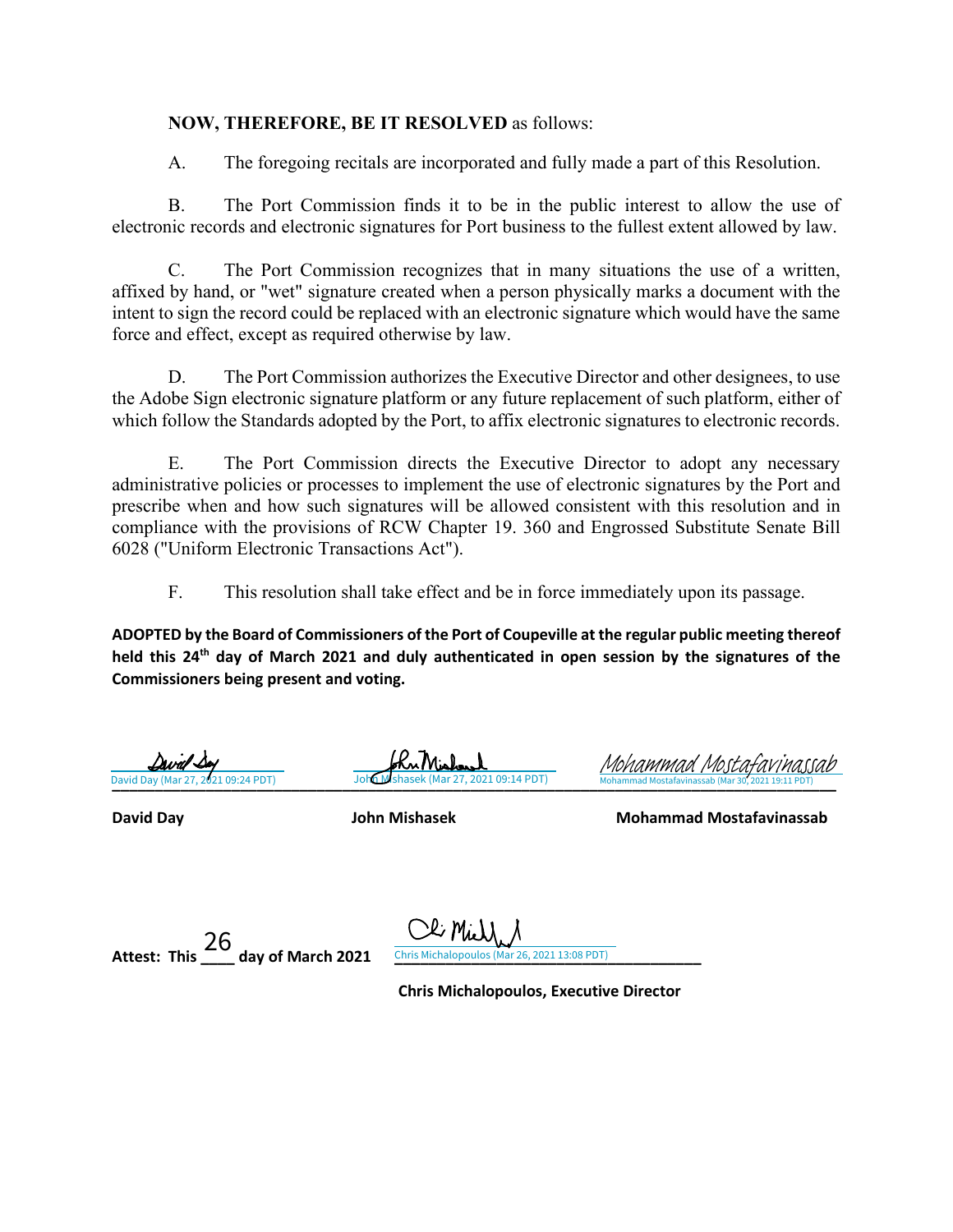**NOW, THEREFORE, BE IT RESOLVED** as follows:

A. The foregoing recitals are incorporated and fully made a part of this Resolution.

B. The Port Commission finds it to be in the public interest to allow the use of electronic records and electronic signatures for Port business to the fullest extent allowed by law.

C. The Port Commission recognizes that in many situations the use of a written, affixed by hand, or "wet" signature created when a person physically marks a document with the intent to sign the record could be replaced with an electronic signature which would have the same force and effect, except as required otherwise by law.

D. The Port Commission authorizes the Executive Director and other designees, to use the Adobe Sign electronic signature platform or any future replacement of such platform, either of which follow the Standards adopted by the Port, to affix electronic signatures to electronic records.

E. The Port Commission directs the Executive Director to adopt any necessary administrative policies or processes to implement the use of electronic signatures by the Port and prescribe when and how such signatures will be allowed consistent with this resolution and in compliance with the provisions of RCW Chapter 19. 360 and Engrossed Substitute Senate Bill 6028 ("Uniform Electronic Transactions Act").

F. This resolution shall take effect and be in force immediately upon its passage.

**ADOPTED by the Board of Commissioners of the Port of Coupeville at the regular public meeting thereof held this 24th day of March 2021 and duly authenticated in open session by the signatures of the Commissioners being present and voting.**

David Day (Mar 27, 2021 09:24 PDT)
**David Day**

John Mishasek (Mar 27, 2021 09:14 PDT)
**John Mishasek**

Mohammad Mostafavinassab (Mar 30, 2021 19:11 PDT)
**Mohammad Mostafavinassab**

**Attest: This** 26 **day of March 2021**

Chris Michalopoulos (Mar 26, 2021 13:08 PDT)
**Chris Michalopoulos, Executive Director**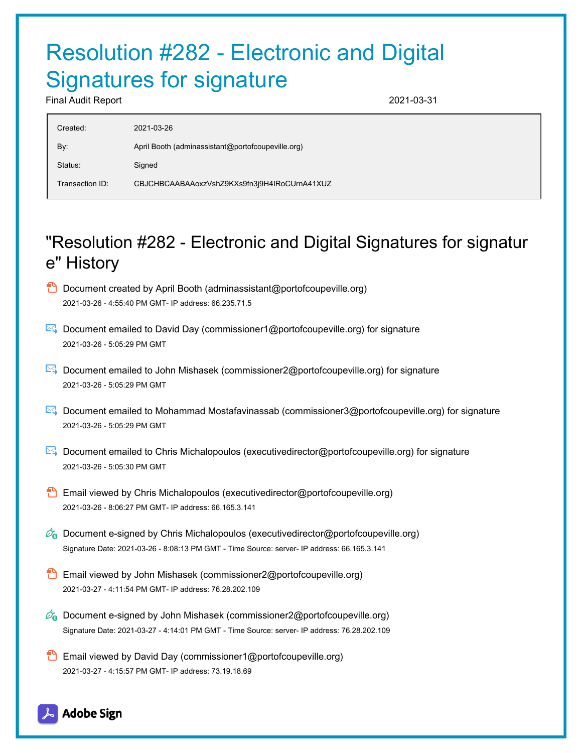# Resolution #282 - Electronic and Digital Signatures for signature

Final Audit Report 2021-03-31

| | |
|---|---|
| Created: | 2021-03-26 |
| By: | April Booth (adminassistant@portofcoupeville.org) |
| Status: | Signed |
| Transaction ID: | CBJCHBCAABAAoxzVshZ9KXs9fn3j9H4IRoCUrnA41XUZ |

## "Resolution #282 - Electronic and Digital Signatures for signature" History

- Document created by April Booth (adminassistant@portofcoupeville.org)
  2021-03-26 - 4:55:40 PM GMT- IP address: 66.235.71.5

- Document emailed to David Day (commissioner1@portofcoupeville.org) for signature
  2021-03-26 - 5:05:29 PM GMT

- Document emailed to John Mishasek (commissioner2@portofcoupeville.org) for signature
  2021-03-26 - 5:05:29 PM GMT

- Document emailed to Mohammad Mostafavinassab (commissioner3@portofcoupeville.org) for signature
  2021-03-26 - 5:05:29 PM GMT

- Document emailed to Chris Michalopoulos (executivedirector@portofcoupeville.org) for signature
  2021-03-26 - 5:05:30 PM GMT

- Email viewed by Chris Michalopoulos (executivedirector@portofcoupeville.org)
  2021-03-26 - 8:06:27 PM GMT- IP address: 66.165.3.141

- Document e-signed by Chris Michalopoulos (executivedirector@portofcoupeville.org)
  Signature Date: 2021-03-26 - 8:08:13 PM GMT - Time Source: server- IP address: 66.165.3.141

- Email viewed by John Mishasek (commissioner2@portofcoupeville.org)
  2021-03-27 - 4:11:54 PM GMT- IP address: 76.28.202.109

- Document e-signed by John Mishasek (commissioner2@portofcoupeville.org)
  Signature Date: 2021-03-27 - 4:14:01 PM GMT - Time Source: server- IP address: 76.28.202.109

- Email viewed by David Day (commissioner1@portofcoupeville.org)
  2021-03-27 - 4:15:57 PM GMT- IP address: 73.19.18.69

Adobe Sign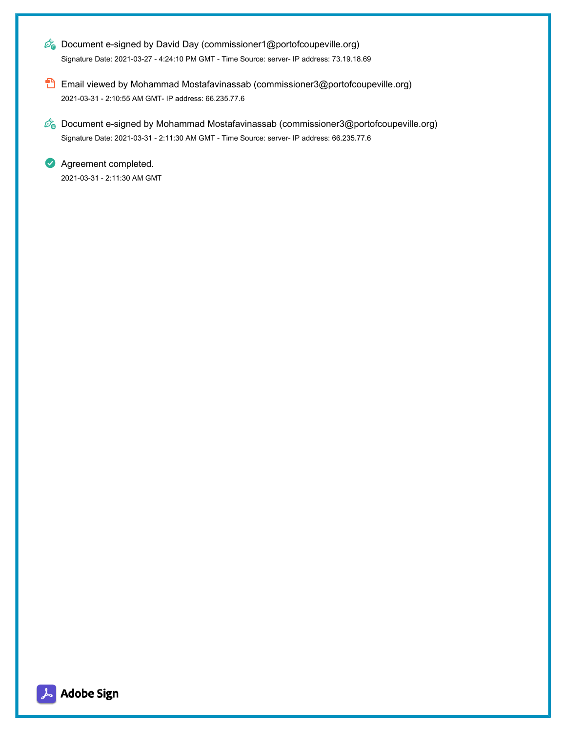Document e-signed by David Day (commissioner1@portofcoupeville.org)

Signature Date: 2021-03-27 - 4:24:10 PM GMT - Time Source: server- IP address: 73.19.18.69

Email viewed by Mohammad Mostafavinassab (commissioner3@portofcoupeville.org)

2021-03-31 - 2:10:55 AM GMT- IP address: 66.235.77.6

Document e-signed by Mohammad Mostafavinassab (commissioner3@portofcoupeville.org)

Signature Date: 2021-03-31 - 2:11:30 AM GMT - Time Source: server- IP address: 66.235.77.6

Agreement completed.

2021-03-31 - 2:11:30 AM GMT

Adobe Sign